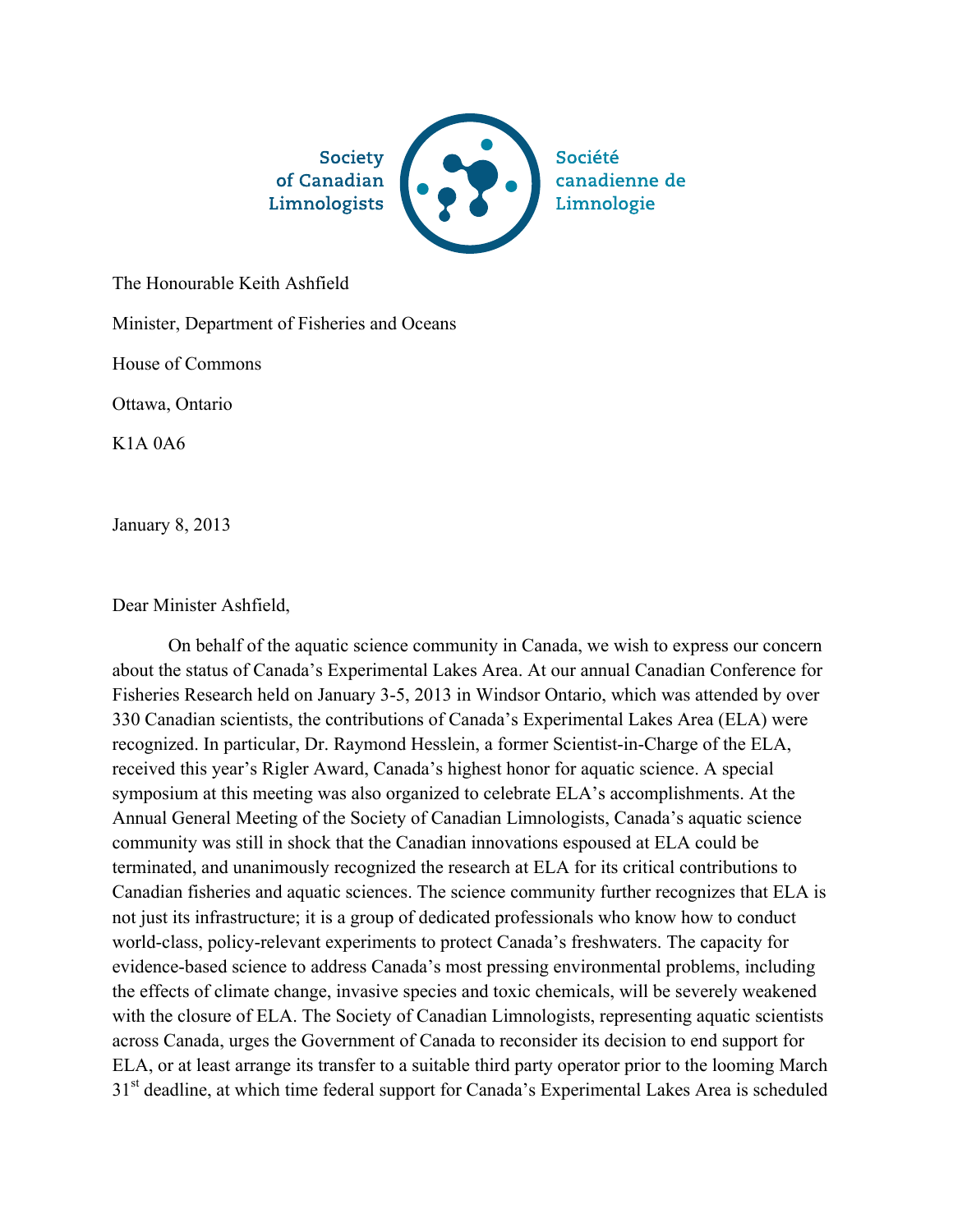Society of Canadian Limnologists

Société canadienne de Limnologie

The Honourable Keith Ashfield

Minister, Department of Fisheries and Oceans

House of Commons

Ottawa, Ontario

K1A 0A6

January 8, 2013

Dear Minister Ashfield,

On behalf of the aquatic science community in Canada, we wish to express our concern about the status of Canada's Experimental Lakes Area. At our annual Canadian Conference for Fisheries Research held on January 3-5, 2013 in Windsor Ontario, which was attended by over 330 Canadian scientists, the contributions of Canada's Experimental Lakes Area (ELA) were recognized. In particular, Dr. Raymond Hesslein, a former Scientist-in-Charge of the ELA, received this year's Rigler Award, Canada's highest honor for aquatic science. A special symposium at this meeting was also organized to celebrate ELA's accomplishments. At the Annual General Meeting of the Society of Canadian Limnologists, Canada's aquatic science community was still in shock that the Canadian innovations espoused at ELA could be terminated, and unanimously recognized the research at ELA for its critical contributions to Canadian fisheries and aquatic sciences. The science community further recognizes that ELA is not just its infrastructure; it is a group of dedicated professionals who know how to conduct world-class, policy-relevant experiments to protect Canada's freshwaters. The capacity for evidence-based science to address Canada's most pressing environmental problems, including the effects of climate change, invasive species and toxic chemicals, will be severely weakened with the closure of ELA. The Society of Canadian Limnologists, representing aquatic scientists across Canada, urges the Government of Canada to reconsider its decision to end support for ELA, or at least arrange its transfer to a suitable third party operator prior to the looming March 31st deadline, at which time federal support for Canada's Experimental Lakes Area is scheduled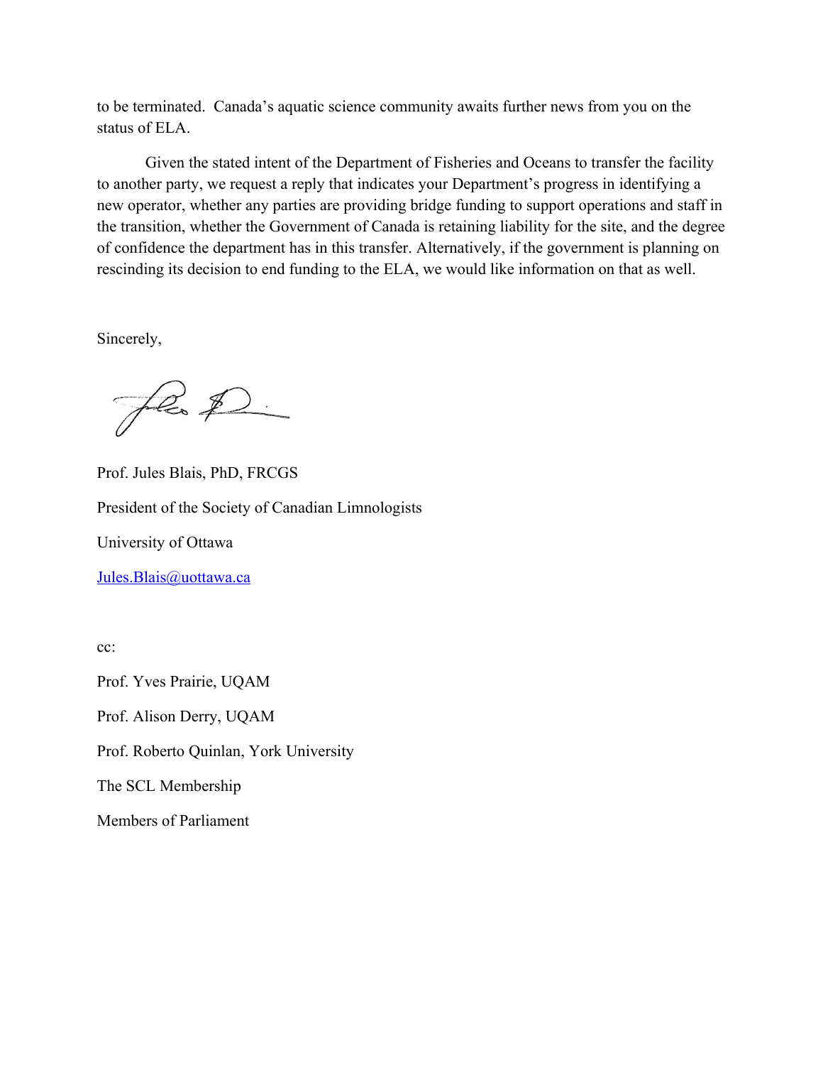to be terminated. Canada's aquatic science community awaits further news from you on the status of ELA.

Given the stated intent of the Department of Fisheries and Oceans to transfer the facility to another party, we request a reply that indicates your Department's progress in identifying a new operator, whether any parties are providing bridge funding to support operations and staff in the transition, whether the Government of Canada is retaining liability for the site, and the degree of confidence the department has in this transfer. Alternatively, if the government is planning on rescinding its decision to end funding to the ELA, we would like information on that as well.

Sincerely,

Prof. Jules Blais, PhD, FRCGS

President of the Society of Canadian Limnologists

University of Ottawa

Jules.Blais@uottawa.ca

cc:

Prof. Yves Prairie, UQAM

Prof. Alison Derry, UQAM

Prof. Roberto Quinlan, York University

The SCL Membership

Members of Parliament